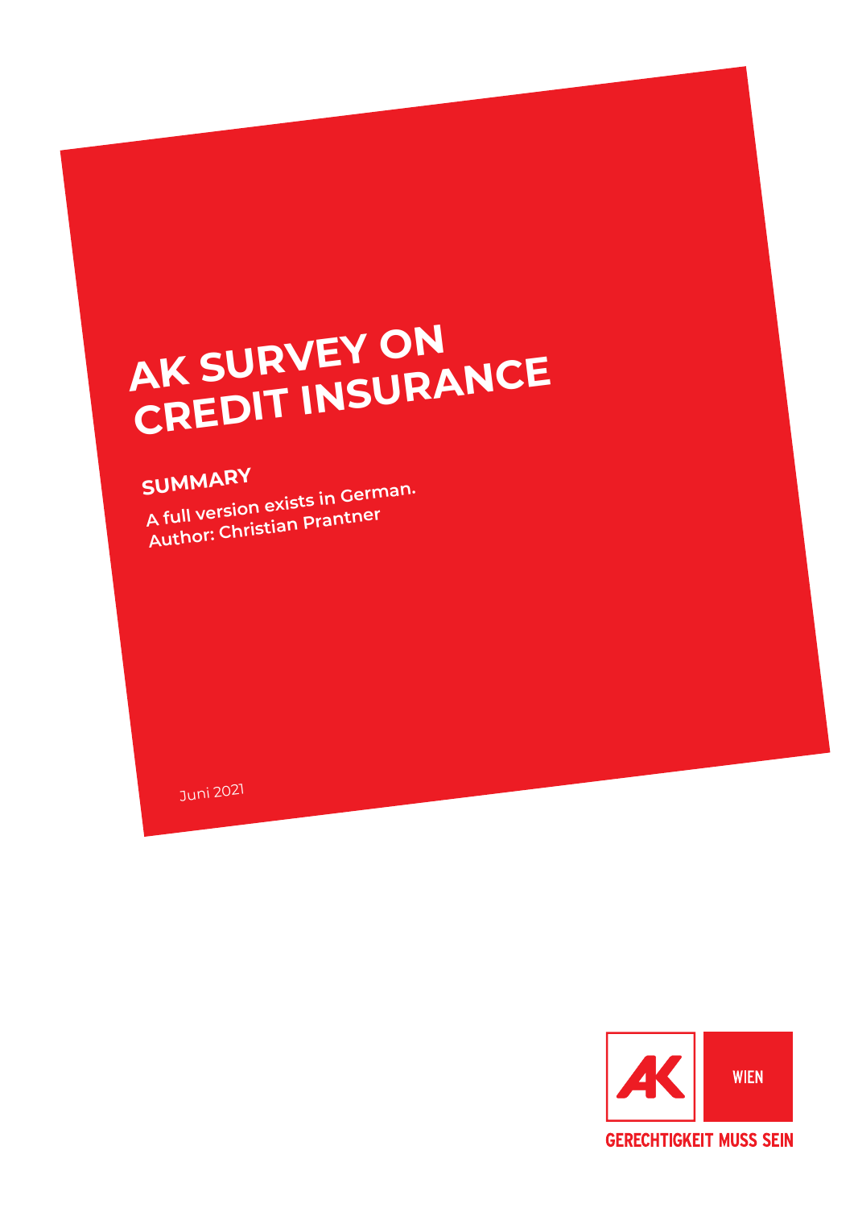# AK SURVEY ON CREDIT INSURANCE

## SUMMARY

A full version exists in German.
Author: Christian Prantner

Juni 2021

AK WIEN

GERECHTIGKEIT MUSS SEIN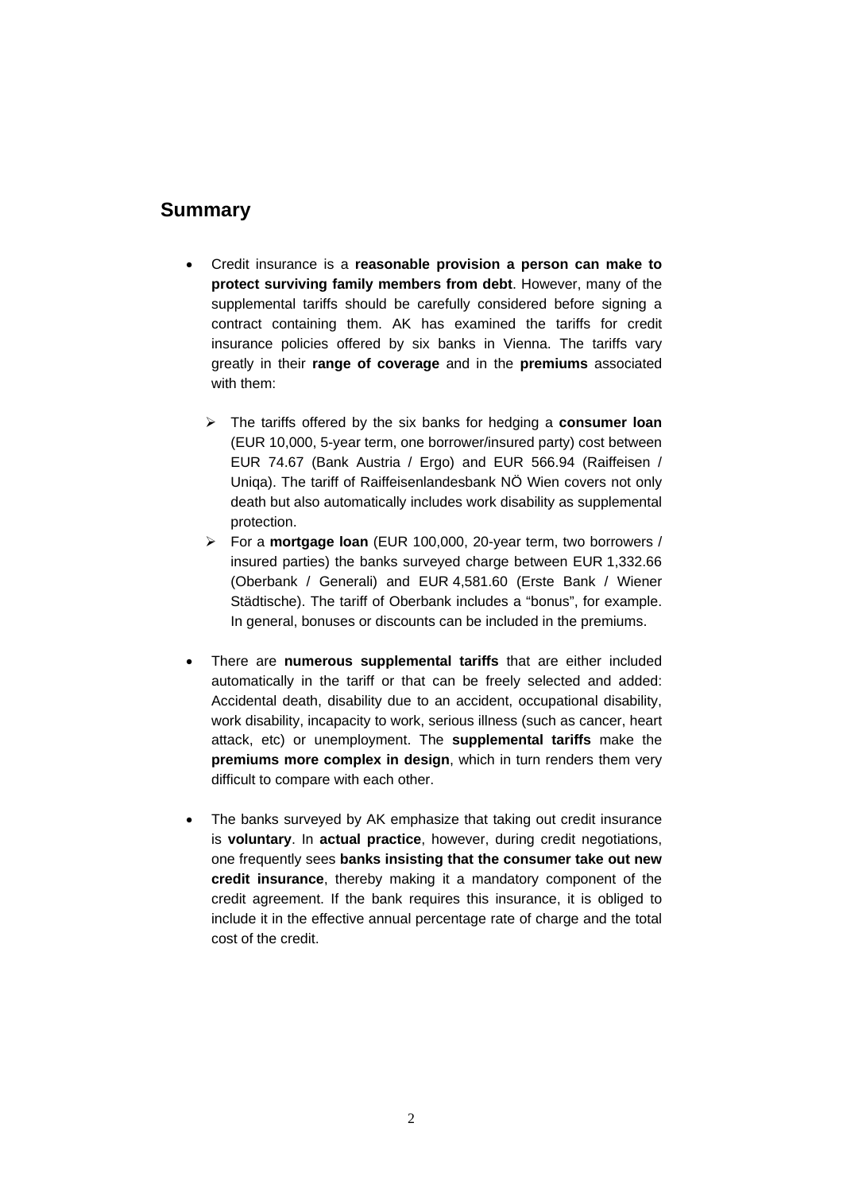## Summary

- Credit insurance is a **reasonable provision a person can make to protect surviving family members from debt**. However, many of the supplemental tariffs should be carefully considered before signing a contract containing them. AK has examined the tariffs for credit insurance policies offered by six banks in Vienna. The tariffs vary greatly in their **range of coverage** and in the **premiums** associated with them:

    - The tariffs offered by the six banks for hedging a **consumer loan** (EUR 10,000, 5-year term, one borrower/insured party) cost between EUR 74.67 (Bank Austria / Ergo) and EUR 566.94 (Raiffeisen / Uniqa). The tariff of Raiffeisenlandesbank NÖ Wien covers not only death but also automatically includes work disability as supplemental protection.
    - For a **mortgage loan** (EUR 100,000, 20-year term, two borrowers / insured parties) the banks surveyed charge between EUR 1,332.66 (Oberbank / Generali) and EUR 4,581.60 (Erste Bank / Wiener Städtische). The tariff of Oberbank includes a "bonus", for example. In general, bonuses or discounts can be included in the premiums.

- There are **numerous supplemental tariffs** that are either included automatically in the tariff or that can be freely selected and added: Accidental death, disability due to an accident, occupational disability, work disability, incapacity to work, serious illness (such as cancer, heart attack, etc) or unemployment. The **supplemental tariffs** make the **premiums more complex in design**, which in turn renders them very difficult to compare with each other.

- The banks surveyed by AK emphasize that taking out credit insurance is **voluntary**. In **actual practice**, however, during credit negotiations, one frequently sees **banks insisting that the consumer take out new credit insurance**, thereby making it a mandatory component of the credit agreement. If the bank requires this insurance, it is obliged to include it in the effective annual percentage rate of charge and the total cost of the credit.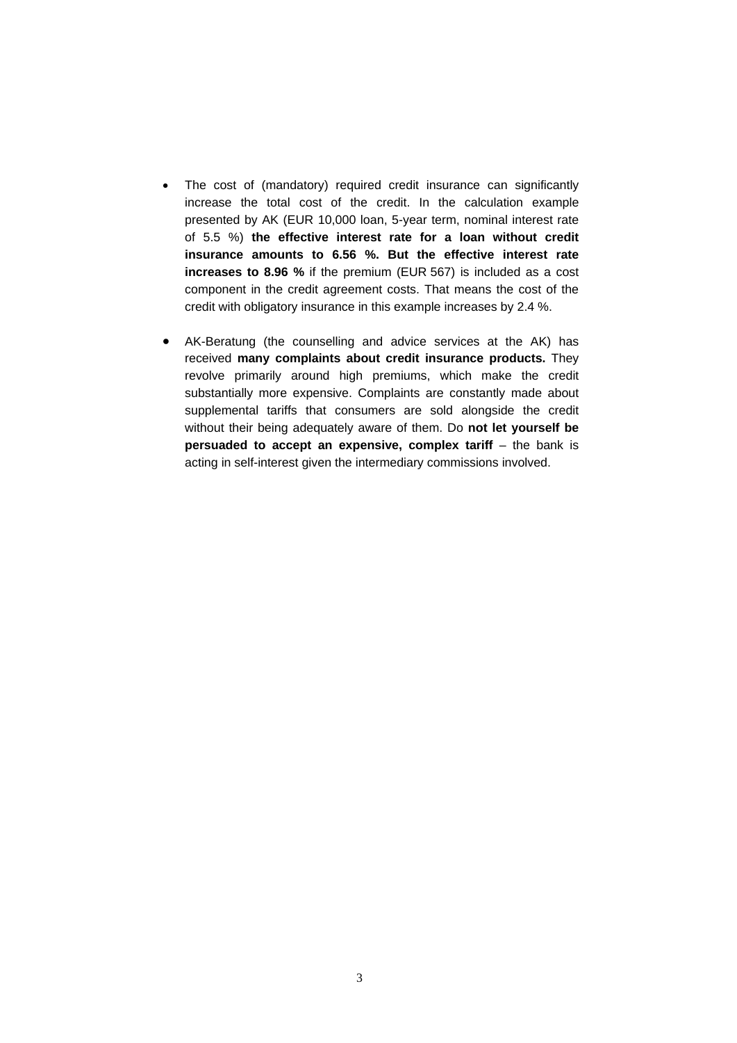- The cost of (mandatory) required credit insurance can significantly increase the total cost of the credit. In the calculation example presented by AK (EUR 10,000 loan, 5-year term, nominal interest rate of 5.5 %) **the effective interest rate for a loan without credit insurance amounts to 6.56 %. But the effective interest rate increases to 8.96 %** if the premium (EUR 567) is included as a cost component in the credit agreement costs. That means the cost of the credit with obligatory insurance in this example increases by 2.4 %.

- AK-Beratung (the counselling and advice services at the AK) has received **many complaints about credit insurance products.** They revolve primarily around high premiums, which make the credit substantially more expensive. Complaints are constantly made about supplemental tariffs that consumers are sold alongside the credit without their being adequately aware of them. Do **not let yourself be persuaded to accept an expensive, complex tariff** – the bank is acting in self-interest given the intermediary commissions involved.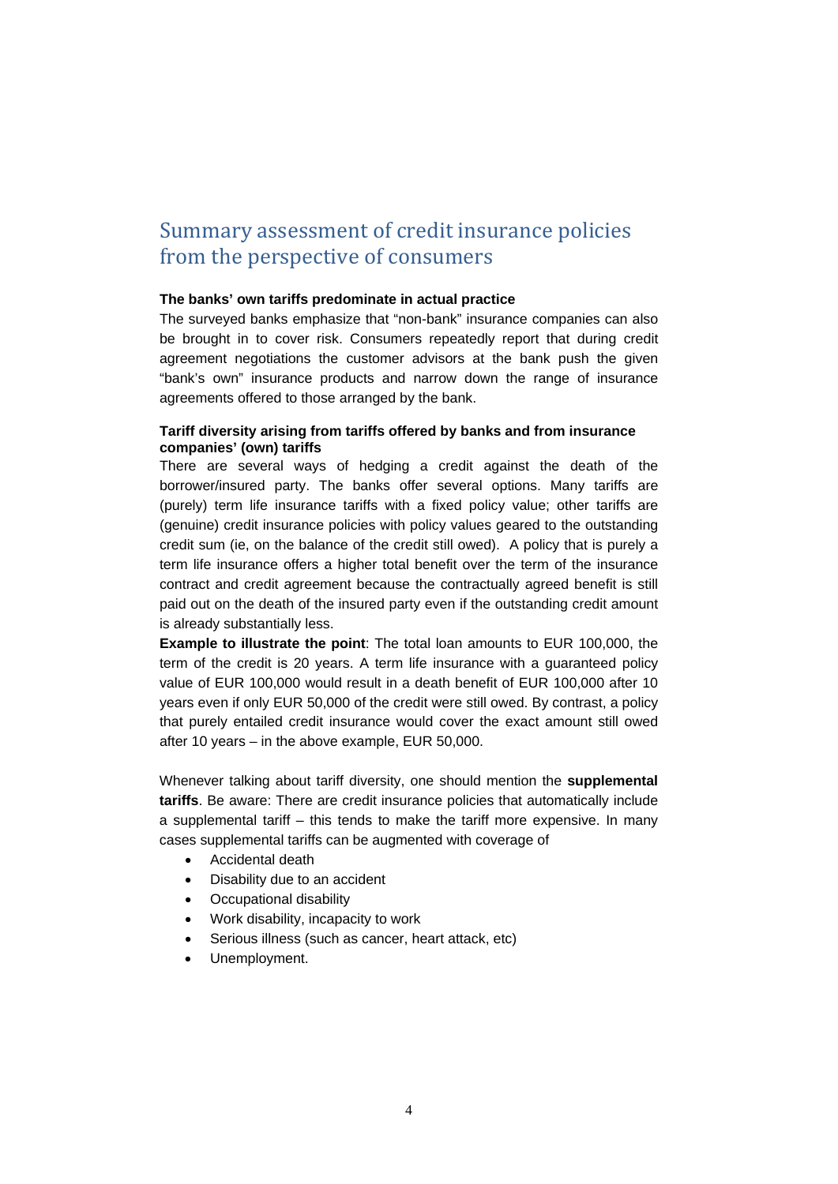# Summary assessment of credit insurance policies from the perspective of consumers

**The banks' own tariffs predominate in actual practice**

The surveyed banks emphasize that "non-bank" insurance companies can also be brought in to cover risk. Consumers repeatedly report that during credit agreement negotiations the customer advisors at the bank push the given "bank's own" insurance products and narrow down the range of insurance agreements offered to those arranged by the bank.

**Tariff diversity arising from tariffs offered by banks and from insurance companies' (own) tariffs**

There are several ways of hedging a credit against the death of the borrower/insured party. The banks offer several options. Many tariffs are (purely) term life insurance tariffs with a fixed policy value; other tariffs are (genuine) credit insurance policies with policy values geared to the outstanding credit sum (ie, on the balance of the credit still owed). A policy that is purely a term life insurance offers a higher total benefit over the term of the insurance contract and credit agreement because the contractually agreed benefit is still paid out on the death of the insured party even if the outstanding credit amount is already substantially less.

**Example to illustrate the point**: The total loan amounts to EUR 100,000, the term of the credit is 20 years. A term life insurance with a guaranteed policy value of EUR 100,000 would result in a death benefit of EUR 100,000 after 10 years even if only EUR 50,000 of the credit were still owed. By contrast, a policy that purely entailed credit insurance would cover the exact amount still owed after 10 years – in the above example, EUR 50,000.

Whenever talking about tariff diversity, one should mention the **supplemental tariffs**. Be aware: There are credit insurance policies that automatically include a supplemental tariff – this tends to make the tariff more expensive. In many cases supplemental tariffs can be augmented with coverage of

- Accidental death
- Disability due to an accident
- Occupational disability
- Work disability, incapacity to work
- Serious illness (such as cancer, heart attack, etc)
- Unemployment.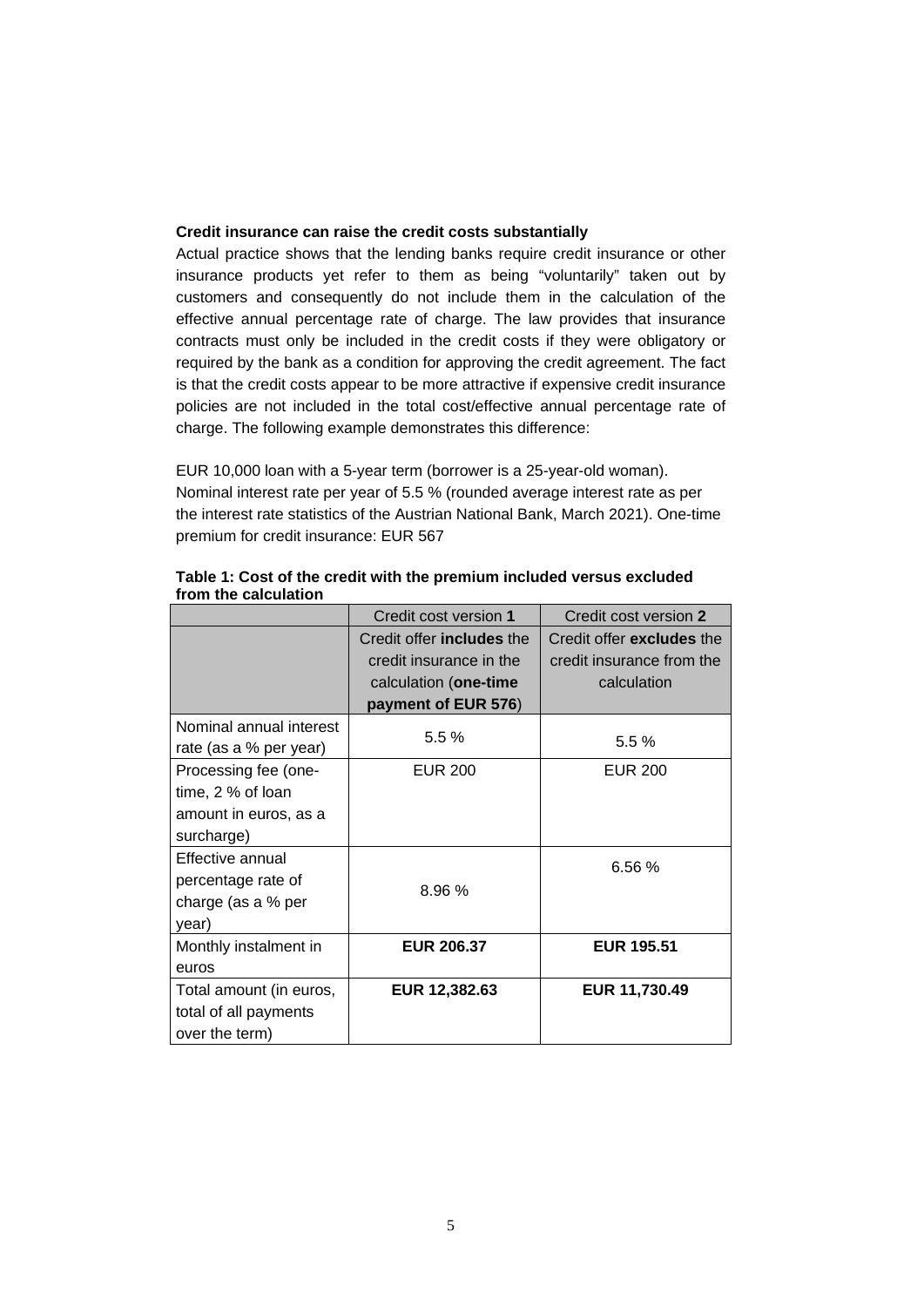**Credit insurance can raise the credit costs substantially**

Actual practice shows that the lending banks require credit insurance or other insurance products yet refer to them as being "voluntarily" taken out by customers and consequently do not include them in the calculation of the effective annual percentage rate of charge. The law provides that insurance contracts must only be included in the credit costs if they were obligatory or required by the bank as a condition for approving the credit agreement. The fact is that the credit costs appear to be more attractive if expensive credit insurance policies are not included in the total cost/effective annual percentage rate of charge. The following example demonstrates this difference:

EUR 10,000 loan with a 5-year term (borrower is a 25-year-old woman). Nominal interest rate per year of 5.5 % (rounded average interest rate as per the interest rate statistics of the Austrian National Bank, March 2021). One-time premium for credit insurance: EUR 567

**Table 1: Cost of the credit with the premium included versus excluded from the calculation**

| | Credit cost version **1** | Credit cost version **2** |
|---|---|---|
| | Credit offer **includes** the credit insurance in the calculation (**one-time payment of EUR 576**) | Credit offer **excludes** the credit insurance from the calculation |
| Nominal annual interest rate (as a % per year) | 5.5 % | 5.5 % |
| Processing fee (one-time, 2 % of loan amount in euros, as a surcharge) | EUR 200 | EUR 200 |
| Effective annual percentage rate of charge (as a % per year) | 8.96 % | 6.56 % |
| Monthly instalment in euros | **EUR 206.37** | **EUR 195.51** |
| Total amount (in euros, total of all payments over the term) | **EUR 12,382.63** | **EUR 11,730.49** |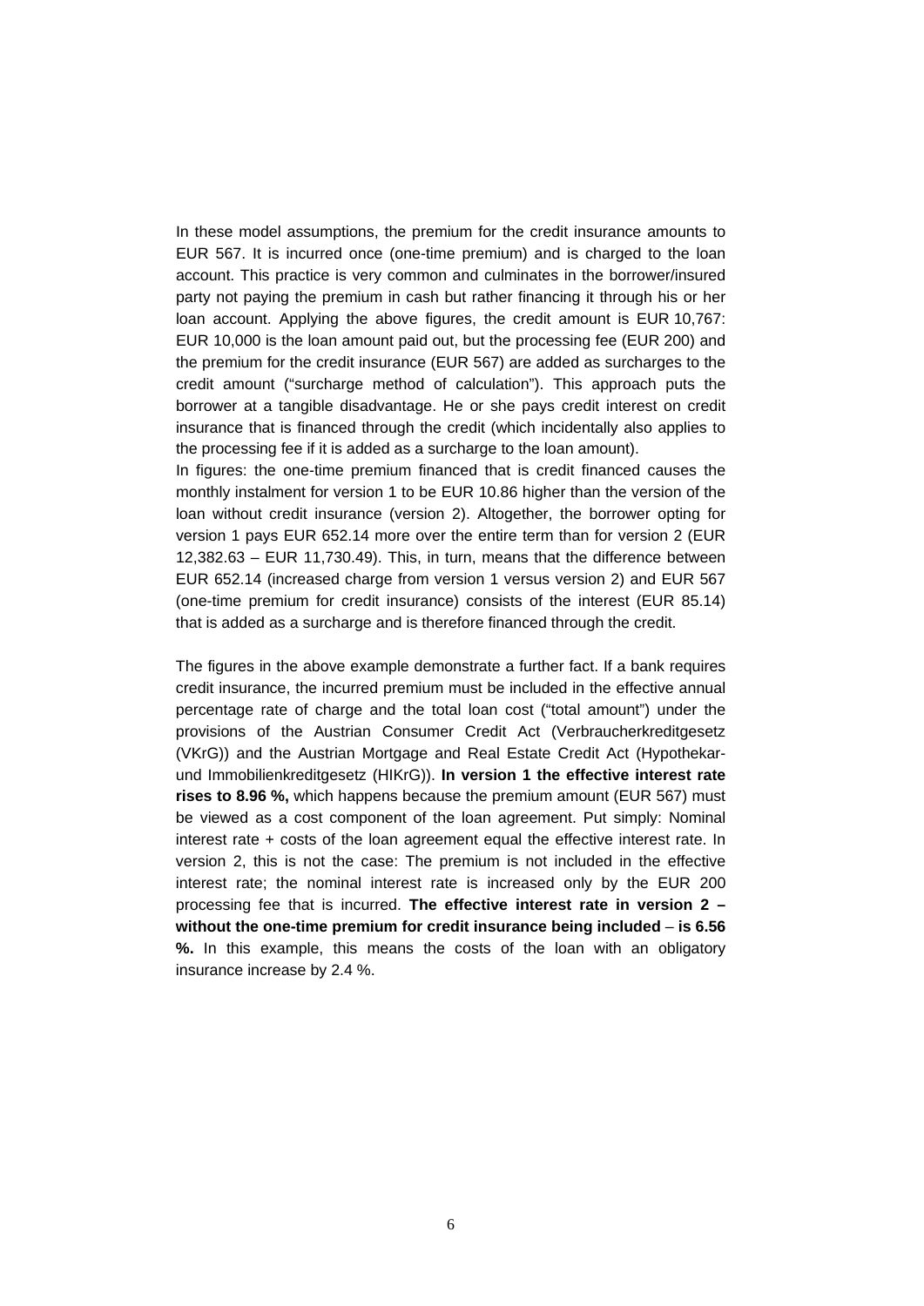In these model assumptions, the premium for the credit insurance amounts to EUR 567. It is incurred once (one-time premium) and is charged to the loan account. This practice is very common and culminates in the borrower/insured party not paying the premium in cash but rather financing it through his or her loan account. Applying the above figures, the credit amount is EUR 10,767: EUR 10,000 is the loan amount paid out, but the processing fee (EUR 200) and the premium for the credit insurance (EUR 567) are added as surcharges to the credit amount ("surcharge method of calculation"). This approach puts the borrower at a tangible disadvantage. He or she pays credit interest on credit insurance that is financed through the credit (which incidentally also applies to the processing fee if it is added as a surcharge to the loan amount).

In figures: the one-time premium financed that is credit financed causes the monthly instalment for version 1 to be EUR 10.86 higher than the version of the loan without credit insurance (version 2). Altogether, the borrower opting for version 1 pays EUR 652.14 more over the entire term than for version 2 (EUR 12,382.63 – EUR 11,730.49). This, in turn, means that the difference between EUR 652.14 (increased charge from version 1 versus version 2) and EUR 567 (one-time premium for credit insurance) consists of the interest (EUR 85.14) that is added as a surcharge and is therefore financed through the credit.

The figures in the above example demonstrate a further fact. If a bank requires credit insurance, the incurred premium must be included in the effective annual percentage rate of charge and the total loan cost ("total amount") under the provisions of the Austrian Consumer Credit Act (Verbraucherkreditgesetz (VKrG)) and the Austrian Mortgage and Real Estate Credit Act (Hypothekar- und Immobilienkreditgesetz (HIKrG)). **In version 1 the effective interest rate rises to 8.96 %,** which happens because the premium amount (EUR 567) must be viewed as a cost component of the loan agreement. Put simply: Nominal interest rate + costs of the loan agreement equal the effective interest rate. In version 2, this is not the case: The premium is not included in the effective interest rate; the nominal interest rate is increased only by the EUR 200 processing fee that is incurred. **The effective interest rate in version 2 – without the one-time premium for credit insurance being included – is 6.56 %.** In this example, this means the costs of the loan with an obligatory insurance increase by 2.4 %.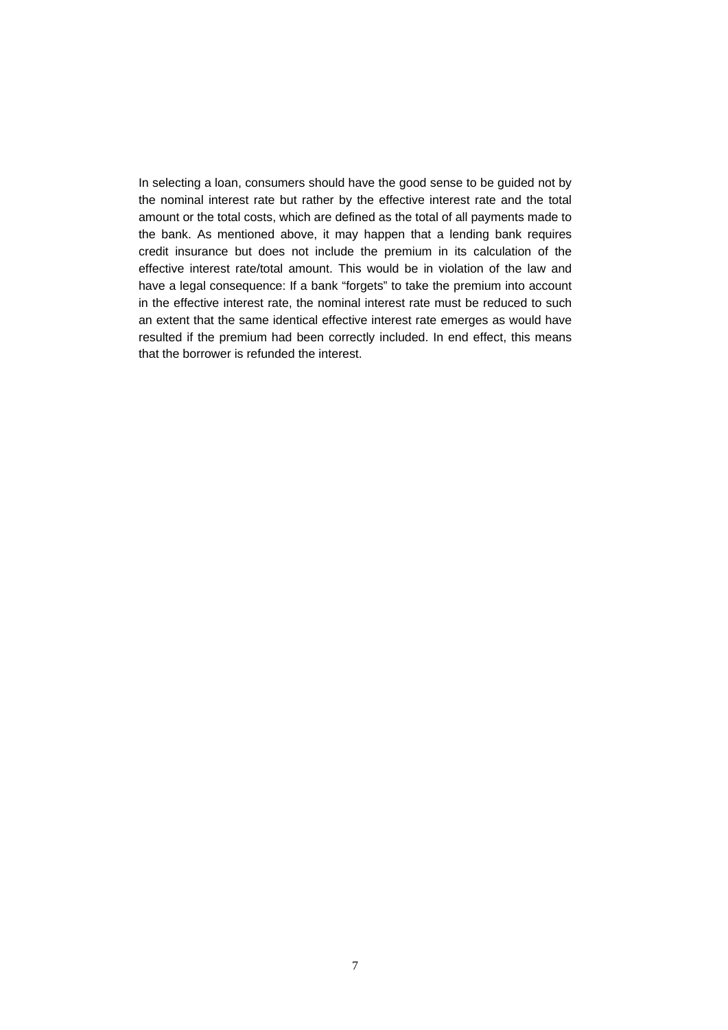In selecting a loan, consumers should have the good sense to be guided not by the nominal interest rate but rather by the effective interest rate and the total amount or the total costs, which are defined as the total of all payments made to the bank. As mentioned above, it may happen that a lending bank requires credit insurance but does not include the premium in its calculation of the effective interest rate/total amount. This would be in violation of the law and have a legal consequence: If a bank "forgets" to take the premium into account in the effective interest rate, the nominal interest rate must be reduced to such an extent that the same identical effective interest rate emerges as would have resulted if the premium had been correctly included. In end effect, this means that the borrower is refunded the interest.